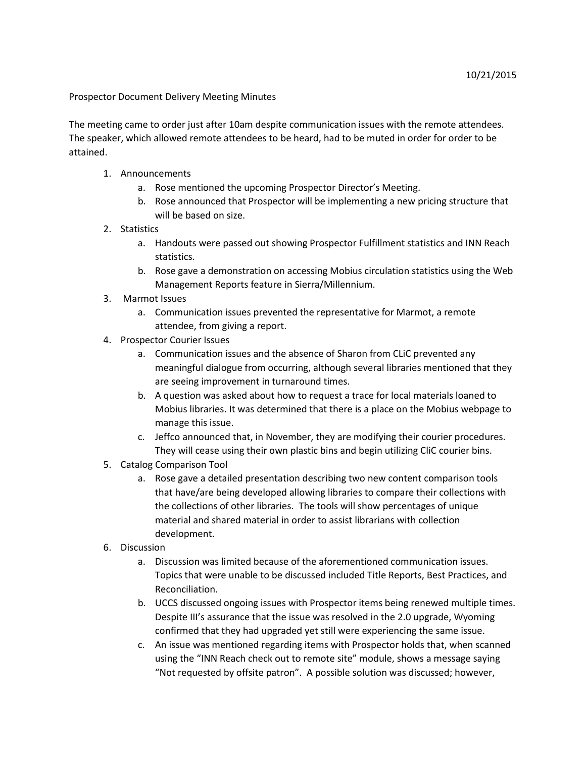10/21/2015

Prospector Document Delivery Meeting Minutes

The meeting came to order just after 10am despite communication issues with the remote attendees. The speaker, which allowed remote attendees to be heard, had to be muted in order for order to be attained.

1. Announcements
    a. Rose mentioned the upcoming Prospector Director's Meeting.
    b. Rose announced that Prospector will be implementing a new pricing structure that will be based on size.
2. Statistics
    a. Handouts were passed out showing Prospector Fulfillment statistics and INN Reach statistics.
    b. Rose gave a demonstration on accessing Mobius circulation statistics using the Web Management Reports feature in Sierra/Millennium.
3. Marmot Issues
    a. Communication issues prevented the representative for Marmot, a remote attendee, from giving a report.
4. Prospector Courier Issues
    a. Communication issues and the absence of Sharon from CLiC prevented any meaningful dialogue from occurring, although several libraries mentioned that they are seeing improvement in turnaround times.
    b. A question was asked about how to request a trace for local materials loaned to Mobius libraries. It was determined that there is a place on the Mobius webpage to manage this issue.
    c. Jeffco announced that, in November, they are modifying their courier procedures. They will cease using their own plastic bins and begin utilizing CliC courier bins.
5. Catalog Comparison Tool
    a. Rose gave a detailed presentation describing two new content comparison tools that have/are being developed allowing libraries to compare their collections with the collections of other libraries. The tools will show percentages of unique material and shared material in order to assist librarians with collection development.
6. Discussion
    a. Discussion was limited because of the aforementioned communication issues. Topics that were unable to be discussed included Title Reports, Best Practices, and Reconciliation.
    b. UCCS discussed ongoing issues with Prospector items being renewed multiple times. Despite III's assurance that the issue was resolved in the 2.0 upgrade, Wyoming confirmed that they had upgraded yet still were experiencing the same issue.
    c. An issue was mentioned regarding items with Prospector holds that, when scanned using the "INN Reach check out to remote site" module, shows a message saying "Not requested by offsite patron". A possible solution was discussed; however,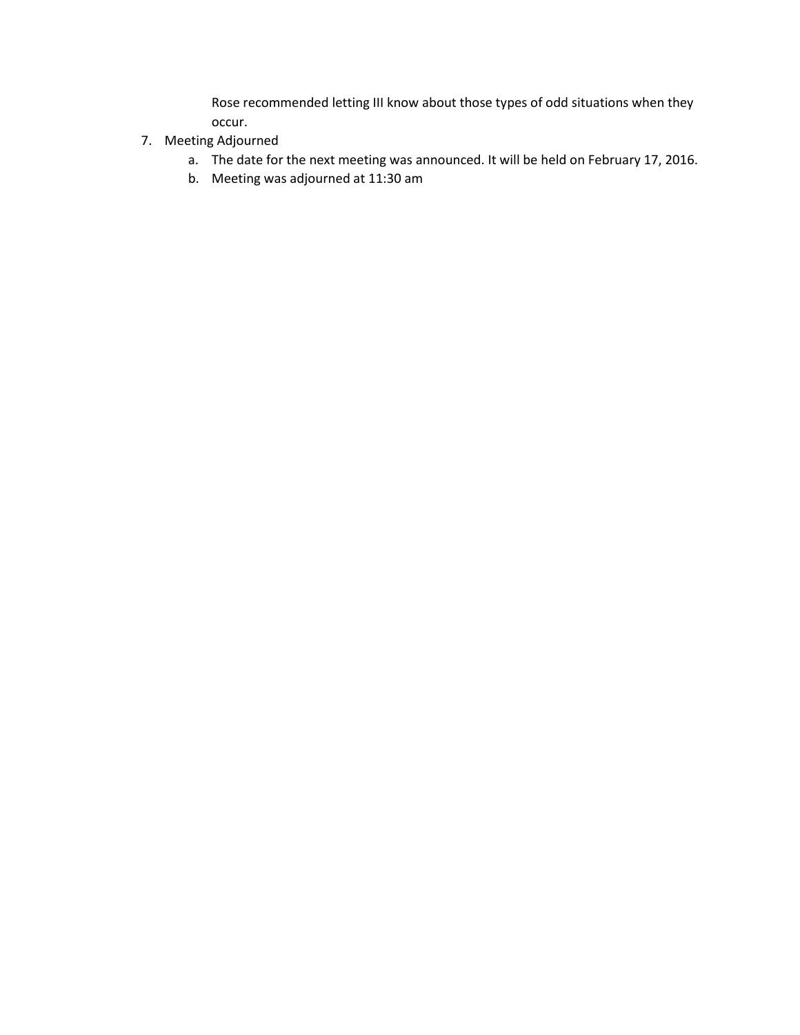Rose recommended letting III know about those types of odd situations when they occur.

7. Meeting Adjourned
    a. The date for the next meeting was announced. It will be held on February 17, 2016.
    b. Meeting was adjourned at 11:30 am